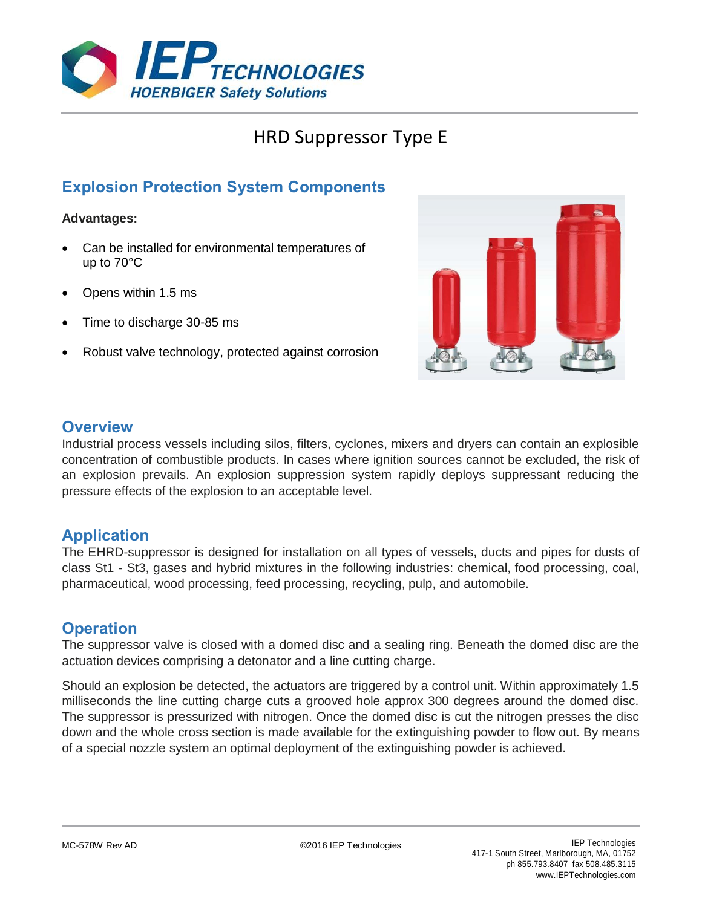# HRD Suppressor Type E

## Explosion Protection System Components

**Advantages:**

- Can be installed for environmental temperatures of up to 70°C
- Opens within 1.5 ms
- Time to discharge 30-85 ms
- Robust valve technology, protected against corrosion

## Overview

Industrial process vessels including silos, filters, cyclones, mixers and dryers can contain an explosible concentration of combustible products. In cases where ignition sources cannot be excluded, the risk of an explosion prevails. An explosion suppression system rapidly deploys suppressant reducing the pressure effects of the explosion to an acceptable level.

## Application

The EHRD-suppressor is designed for installation on all types of vessels, ducts and pipes for dusts of class St1 - St3, gases and hybrid mixtures in the following industries: chemical, food processing, coal, pharmaceutical, wood processing, feed processing, recycling, pulp, and automobile.

## Operation

The suppressor valve is closed with a domed disc and a sealing ring. Beneath the domed disc are the actuation devices comprising a detonator and a line cutting charge.

Should an explosion be detected, the actuators are triggered by a control unit. Within approximately 1.5 milliseconds the line cutting charge cuts a grooved hole approx 300 degrees around the domed disc. The suppressor is pressurized with nitrogen. Once the domed disc is cut the nitrogen presses the disc down and the whole cross section is made available for the extinguishing powder to flow out. By means of a special nozzle system an optimal deployment of the extinguishing powder is achieved.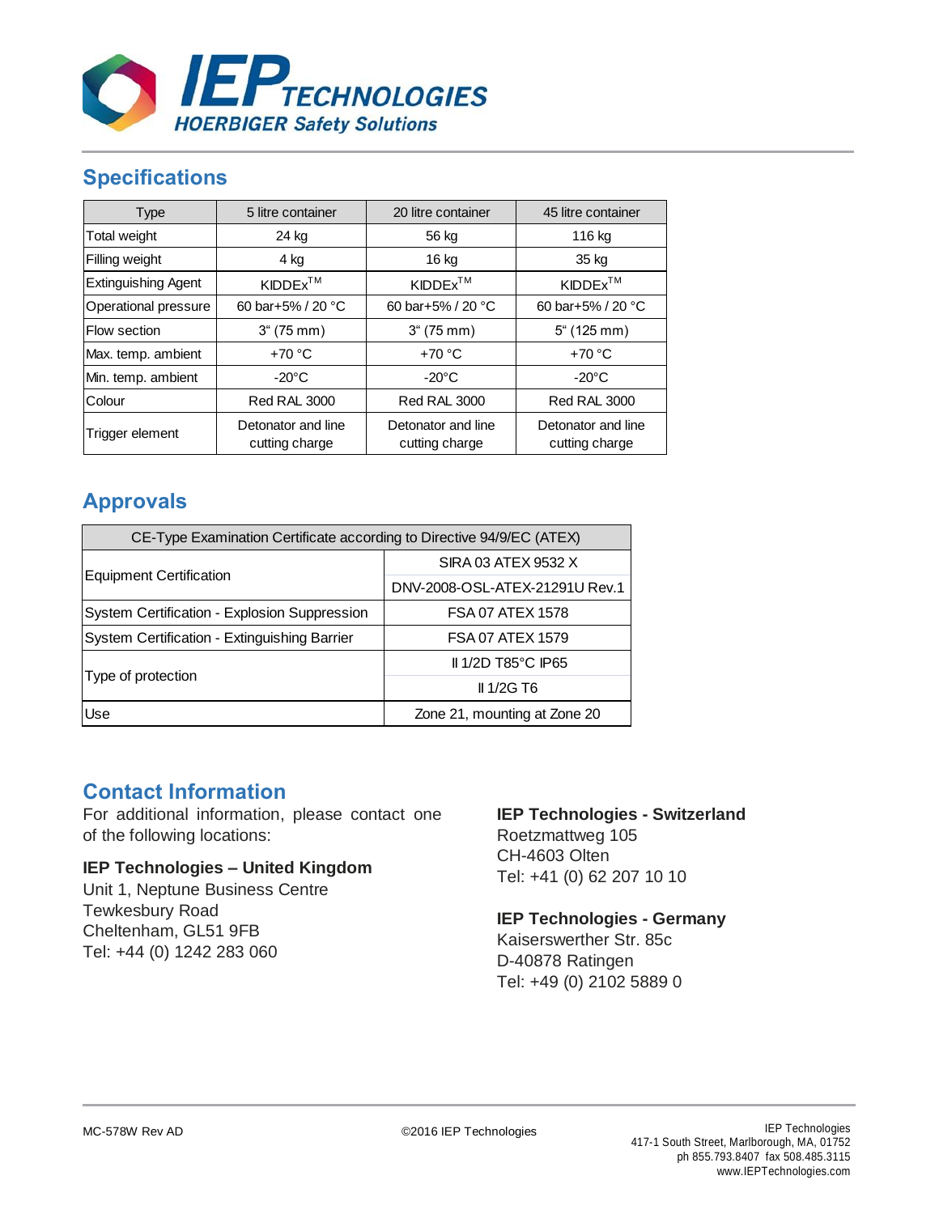## Specifications

| Type | 5 litre container | 20 litre container | 45 litre container |
|---|---|---|---|
| Total weight | 24 kg | 56 kg | 116 kg |
| Filling weight | 4 kg | 16 kg | 35 kg |
| Extinguishing Agent | KIDDEx™ | KIDDEx™ | KIDDEx™ |
| Operational pressure | 60 bar+5% / 20 °C | 60 bar+5% / 20 °C | 60 bar+5% / 20 °C |
| Flow section | 3" (75 mm) | 3" (75 mm) | 5" (125 mm) |
| Max. temp. ambient | +70 °C | +70 °C | +70 °C |
| Min. temp. ambient | -20°C | -20°C | -20°C |
| Colour | Red RAL 3000 | Red RAL 3000 | Red RAL 3000 |
| Trigger element | Detonator and line cutting charge | Detonator and line cutting charge | Detonator and line cutting charge |

## Approvals

| CE-Type Examination Certificate according to Directive 94/9/EC (ATEX) | |
|---|---|
| Equipment Certification | SIRA 03 ATEX 9532 X |
| | DNV-2008-OSL-ATEX-21291U Rev.1 |
| System Certification - Explosion Suppression | FSA 07 ATEX 1578 |
| System Certification - Extinguishing Barrier | FSA 07 ATEX 1579 |
| Type of protection | II 1/2D T85°C IP65 |
| | II 1/2G T6 |
| Use | Zone 21, mounting at Zone 20 |

## Contact Information

For additional information, please contact one of the following locations:

**IEP Technologies – United Kingdom**
Unit 1, Neptune Business Centre
Tewkesbury Road
Cheltenham, GL51 9FB
Tel: +44 (0) 1242 283 060

**IEP Technologies - Switzerland**
Roetzmattweg 105
CH-4603 Olten
Tel: +41 (0) 62 207 10 10

**IEP Technologies - Germany**
Kaiserswerther Str. 85c
D-40878 Ratingen
Tel: +49 (0) 2102 5889 0

MC-578W Rev AD

©2016 IEP Technologies

IEP Technologies
417-1 South Street, Marlborough, MA, 01752
ph 855.793.8407 fax 508.485.3115
www.IEPTechnologies.com